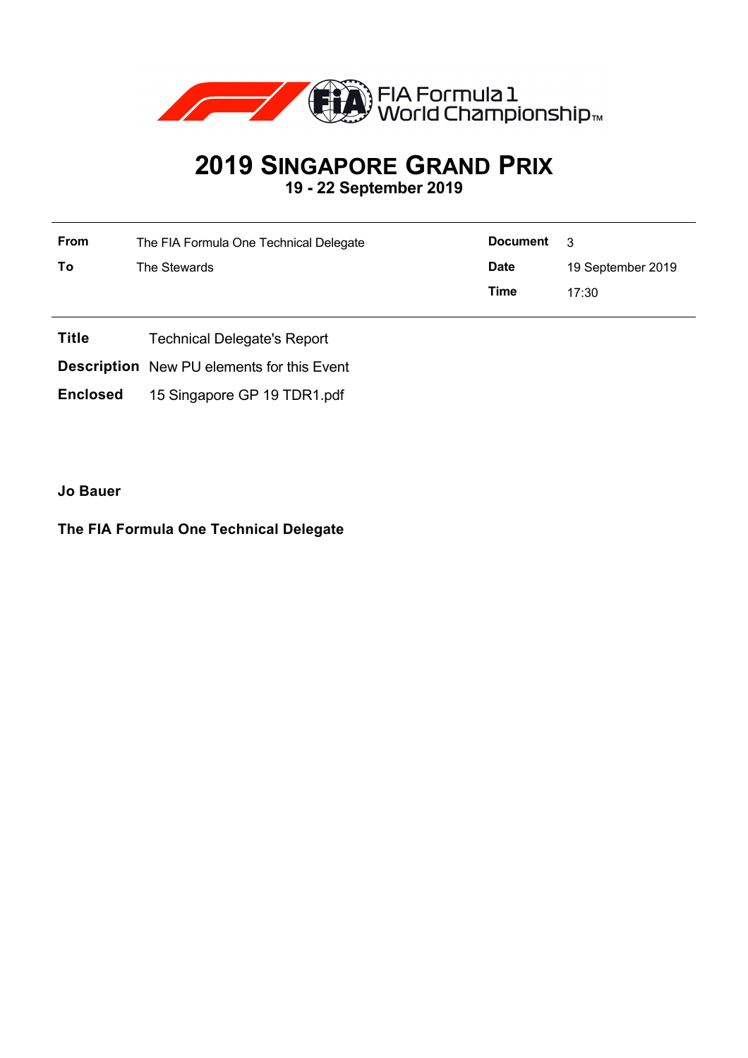FIA Formula 1 World Championship™

# 2019 Singapore Grand Prix

## 19 - 22 September 2019

| | | | |
|---|---|---|---|
| **From** | The FIA Formula One Technical Delegate | **Document** | 3 |
| **To** | The Stewards | **Date** | 19 September 2019 |
| | | **Time** | 17:30 |

**Title** Technical Delegate's Report

**Description** New PU elements for this Event

**Enclosed** 15 Singapore GP 19 TDR1.pdf

**Jo Bauer**

**The FIA Formula One Technical Delegate**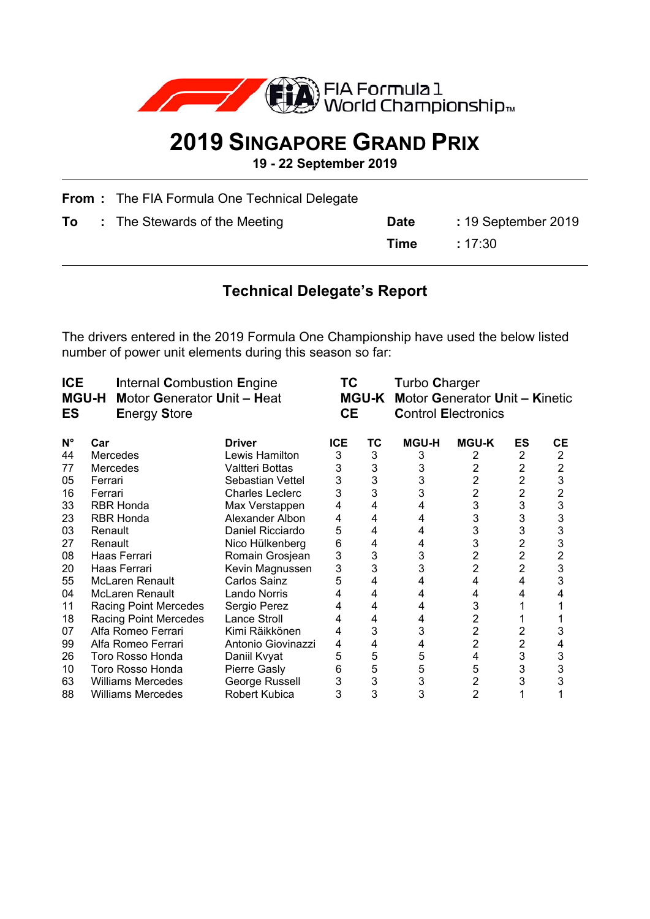FIA Formula 1 World Championship™

# 2019 SINGAPORE GRAND PRIX

**19 - 22 September 2019**

| | | | |
|---|---|---|---|
| **From :** | The FIA Formula One Technical Delegate | | |
| **To :** | The Stewards of the Meeting | **Date** | **:** 19 September 2019 |
| | | **Time** | **:** 17:30 |

## Technical Delegate's Report

The drivers entered in the 2019 Formula One Championship have used the below listed number of power unit elements during this season so far:

| | | | |
|---|---|---|---|
| **ICE** | **I**nternal **C**ombustion **E**ngine | **TC** | **T**urbo **C**harger |
| **MGU-H** | **M**otor **G**enerator **U**nit – **H**eat | **MGU-K** | **M**otor **G**enerator **U**nit – **K**inetic |
| **ES** | **E**nergy **S**tore | **CE** | **C**ontrol **E**lectronics |

| N° | Car | Driver | ICE | TC | MGU-H | MGU-K | ES | CE |
|---|---|---|---|---|---|---|---|---|
| 44 | Mercedes | Lewis Hamilton | 3 | 3 | 3 | 2 | 2 | 2 |
| 77 | Mercedes | Valtteri Bottas | 3 | 3 | 3 | 2 | 2 | 2 |
| 05 | Ferrari | Sebastian Vettel | 3 | 3 | 3 | 2 | 2 | 3 |
| 16 | Ferrari | Charles Leclerc | 3 | 3 | 3 | 2 | 2 | 2 |
| 33 | RBR Honda | Max Verstappen | 4 | 4 | 4 | 3 | 3 | 3 |
| 23 | RBR Honda | Alexander Albon | 4 | 4 | 4 | 3 | 3 | 3 |
| 03 | Renault | Daniel Ricciardo | 5 | 4 | 4 | 3 | 3 | 3 |
| 27 | Renault | Nico Hülkenberg | 6 | 4 | 4 | 3 | 2 | 3 |
| 08 | Haas Ferrari | Romain Grosjean | 3 | 3 | 3 | 2 | 2 | 2 |
| 20 | Haas Ferrari | Kevin Magnussen | 3 | 3 | 3 | 2 | 2 | 3 |
| 55 | McLaren Renault | Carlos Sainz | 5 | 4 | 4 | 4 | 4 | 3 |
| 04 | McLaren Renault | Lando Norris | 4 | 4 | 4 | 4 | 4 | 4 |
| 11 | Racing Point Mercedes | Sergio Perez | 4 | 4 | 4 | 3 | 1 | 1 |
| 18 | Racing Point Mercedes | Lance Stroll | 4 | 4 | 4 | 2 | 1 | 1 |
| 07 | Alfa Romeo Ferrari | Kimi Räikkönen | 4 | 3 | 3 | 2 | 2 | 3 |
| 99 | Alfa Romeo Ferrari | Antonio Giovinazzi | 4 | 4 | 4 | 2 | 2 | 4 |
| 26 | Toro Rosso Honda | Daniil Kvyat | 5 | 5 | 5 | 4 | 3 | 3 |
| 10 | Toro Rosso Honda | Pierre Gasly | 6 | 5 | 5 | 5 | 3 | 3 |
| 63 | Williams Mercedes | George Russell | 3 | 3 | 3 | 2 | 3 | 3 |
| 88 | Williams Mercedes | Robert Kubica | 3 | 3 | 3 | 2 | 1 | 1 |